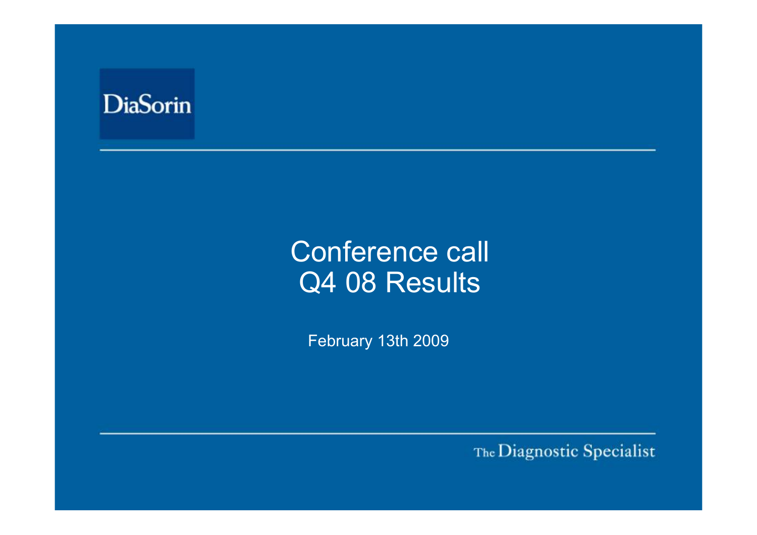DiaSorin

# Conference call
# Q4 08 Results

February 13th 2009

The Diagnostic Specialist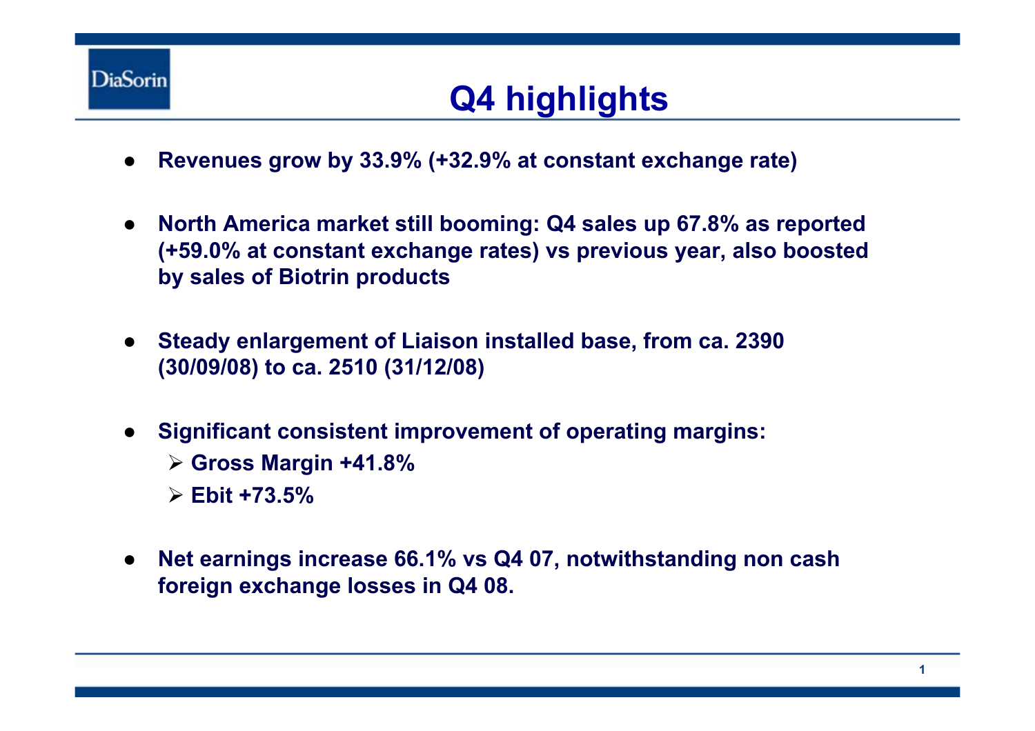# Q4 highlights

- Revenues grow by 33.9% (+32.9% at constant exchange rate)
- North America market still booming: Q4 sales up 67.8% as reported (+59.0% at constant exchange rates) vs previous year, also boosted by sales of Biotrin products
- Steady enlargement of Liaison installed base, from ca. 2390 (30/09/08) to ca. 2510 (31/12/08)
- Significant consistent improvement of operating margins:
  - Gross Margin +41.8%
  - Ebit +73.5%
- Net earnings increase 66.1% vs Q4 07, notwithstanding non cash foreign exchange losses in Q4 08.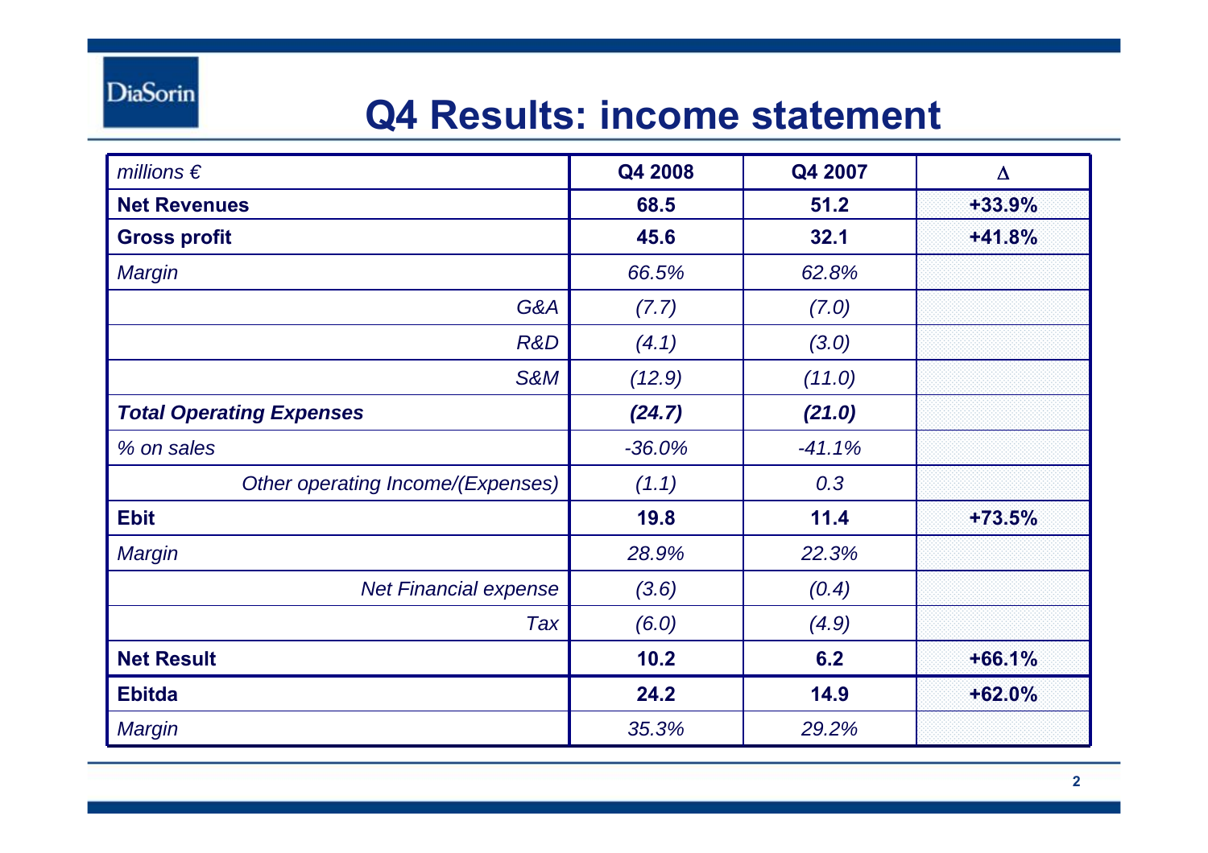DiaSorin

# Q4 Results: income statement

| *millions €* | Q4 2008 | Q4 2007 | Δ |
|---|---|---|---|
| **Net Revenues** | **68.5** | **51.2** | **+33.9%** |
| **Gross profit** | **45.6** | **32.1** | **+41.8%** |
| *Margin* | *66.5%* | *62.8%* | |
| *G&A* | *(7.7)* | *(7.0)* | |
| *R&D* | *(4.1)* | *(3.0)* | |
| *S&M* | *(12.9)* | *(11.0)* | |
| ***Total Operating Expenses*** | ***(24.7)*** | ***(21.0)*** | |
| *% on sales* | *-36.0%* | *-41.1%* | |
| *Other operating Income/(Expenses)* | *(1.1)* | *0.3* | |
| **Ebit** | **19.8** | **11.4** | **+73.5%** |
| *Margin* | *28.9%* | *22.3%* | |
| *Net Financial expense* | *(3.6)* | *(0.4)* | |
| *Tax* | *(6.0)* | *(4.9)* | |
| **Net Result** | **10.2** | **6.2** | **+66.1%** |
| **Ebitda** | **24.2** | **14.9** | **+62.0%** |
| *Margin* | *35.3%* | *29.2%* | |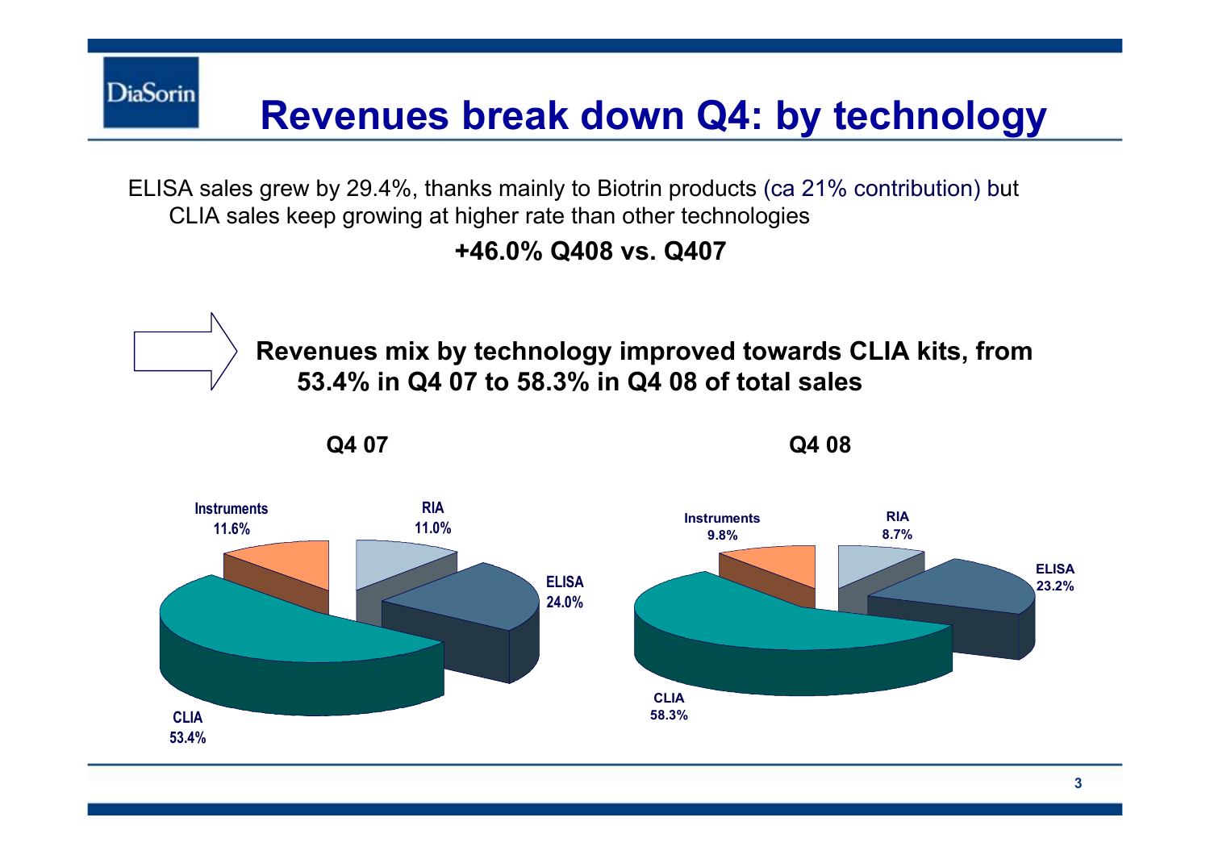# Revenues break down Q4: by technology

ELISA sales grew by 29.4%, thanks mainly to Biotrin products (ca 21% contribution) but CLIA sales keep growing at higher rate than other technologies

**+46.0% Q408 vs. Q407**

**Revenues mix by technology improved towards CLIA kits, from 53.4% in Q4 07 to 58.3% in Q4 08 of total sales**

| Technology | Q4 07 | Q4 08 |
|---|---|---|
| Instruments | 11.6% | 9.8% |
| RIA | 11.0% | 8.7% |
| ELISA | 24.0% | 23.2% |
| CLIA | 53.4% | 58.3% |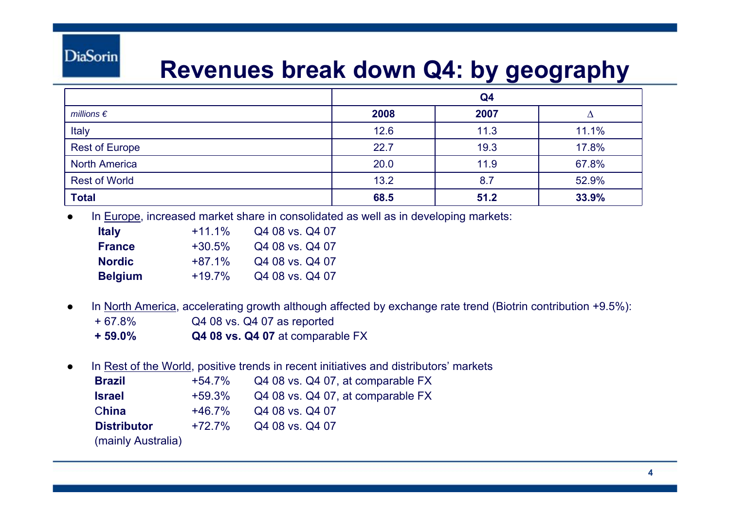# Revenues break down Q4: by geography

| | Q4 | | |
|---|---|---|---|
| *millions €* | **2008** | **2007** | **Δ** |
| Italy | 12.6 | 11.3 | 11.1% |
| Rest of Europe | 22.7 | 19.3 | 17.8% |
| North America | 20.0 | 11.9 | 67.8% |
| Rest of World | 13.2 | 8.7 | 52.9% |
| **Total** | **68.5** | **51.2** | **33.9%** |

- In Europe, increased market share in consolidated as well as in developing markets:
  - **Italy** +11.1% Q4 08 vs. Q4 07
  - **France** +30.5% Q4 08 vs. Q4 07
  - **Nordic** +87.1% Q4 08 vs. Q4 07
  - **Belgium** +19.7% Q4 08 vs. Q4 07

- In North America, accelerating growth although affected by exchange rate trend (Biotrin contribution +9.5%):
  - + 67.8% Q4 08 vs. Q4 07 as reported
  - **+ 59.0%** **Q4 08 vs. Q4 07** at comparable FX

- In Rest of the World, positive trends in recent initiatives and distributors' markets
  - **Brazil** +54.7% Q4 08 vs. Q4 07, at comparable FX
  - **Israel** +59.3% Q4 08 vs. Q4 07, at comparable FX
  - **China** +46.7% Q4 08 vs. Q4 07
  - **Distributor** (mainly Australia) +72.7% Q4 08 vs. Q4 07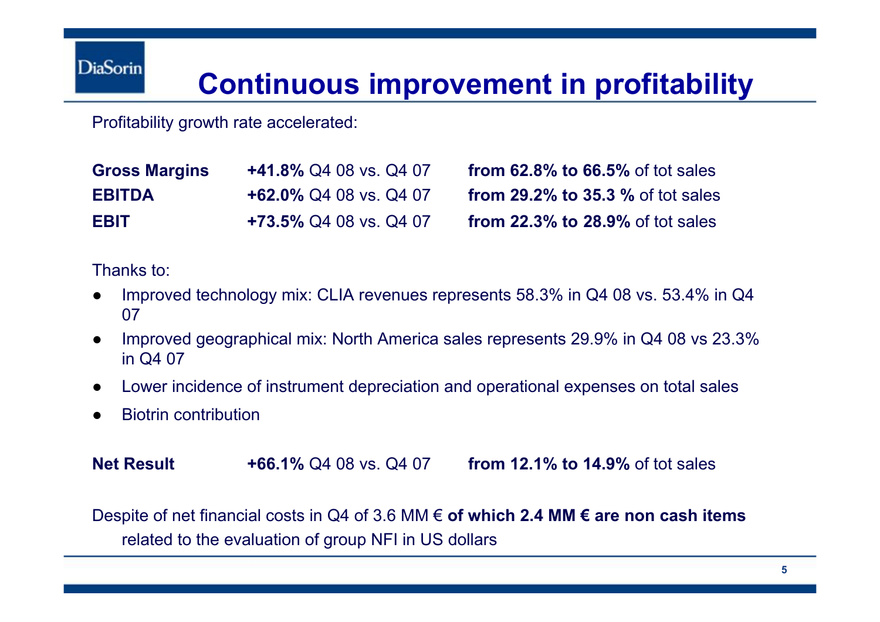# Continuous improvement in profitability

Profitability growth rate accelerated:

| | | |
|---|---|---|
| **Gross Margins** | **+41.8%** Q4 08 vs. Q4 07 | **from 62.8% to 66.5%** of tot sales |
| **EBITDA** | **+62.0%** Q4 08 vs. Q4 07 | **from 29.2% to 35.3 %** of tot sales |
| **EBIT** | **+73.5%** Q4 08 vs. Q4 07 | **from 22.3% to 28.9%** of tot sales |

Thanks to:

- Improved technology mix: CLIA revenues represents 58.3% in Q4 08 vs. 53.4% in Q4 07
- Improved geographical mix: North America sales represents 29.9% in Q4 08 vs 23.3% in Q4 07
- Lower incidence of instrument depreciation and operational expenses on total sales
- Biotrin contribution

| | | |
|---|---|---|
| **Net Result** | **+66.1%** Q4 08 vs. Q4 07 | **from 12.1% to 14.9%** of tot sales |

Despite of net financial costs in Q4 of 3.6 MM € **of which 2.4 MM € are non cash items** related to the evaluation of group NFI in US dollars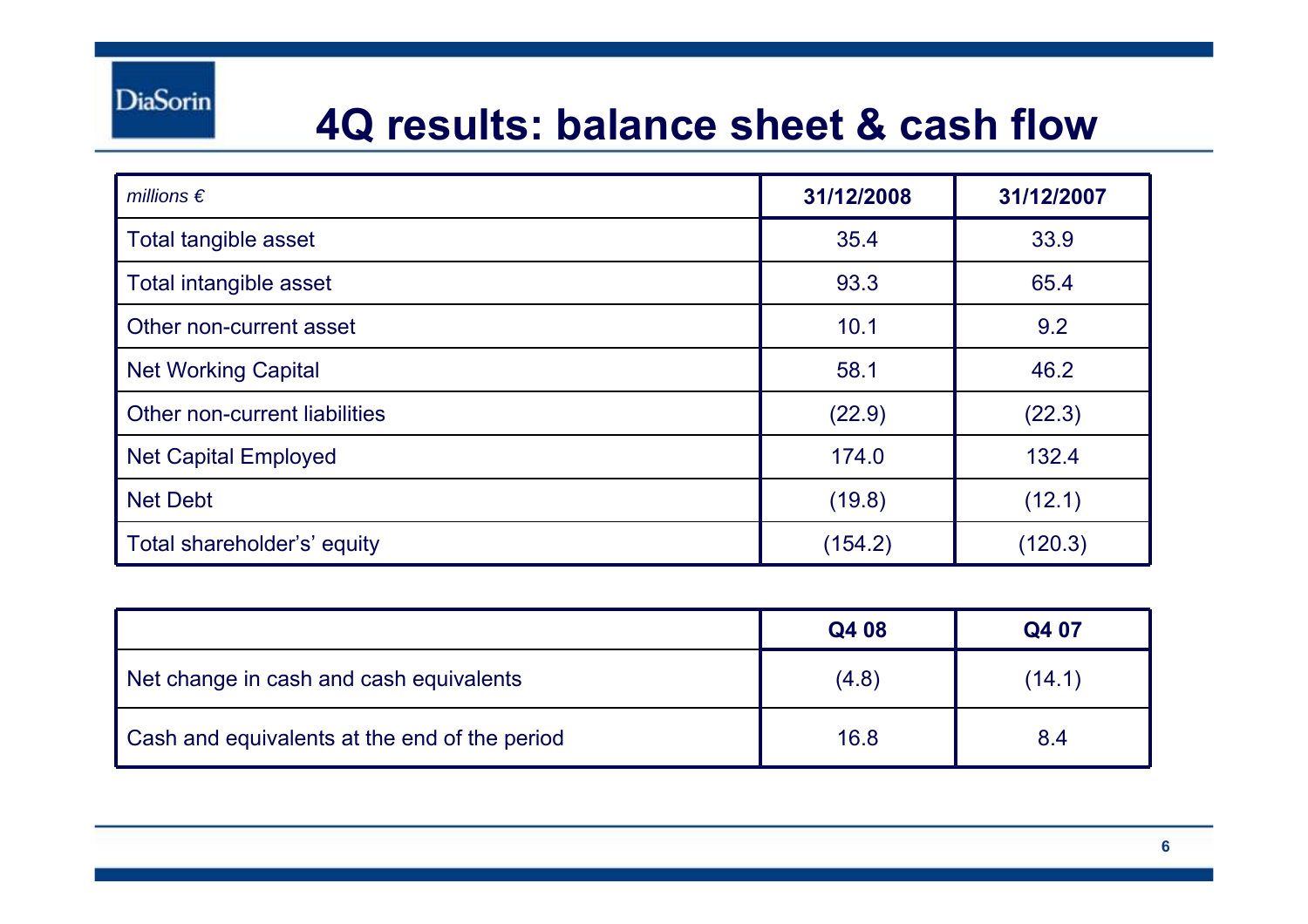# 4Q results: balance sheet & cash flow

| *millions €* | **31/12/2008** | **31/12/2007** |
|---|---|---|
| Total tangible asset | 35.4 | 33.9 |
| Total intangible asset | 93.3 | 65.4 |
| Other non-current asset | 10.1 | 9.2 |
| Net Working Capital | 58.1 | 46.2 |
| Other non-current liabilities | (22.9) | (22.3) |
| Net Capital Employed | 174.0 | 132.4 |
| Net Debt | (19.8) | (12.1) |
| Total shareholder's' equity | (154.2) | (120.3) |

| | **Q4 08** | **Q4 07** |
|---|---|---|
| Net change in cash and cash equivalents | (4.8) | (14.1) |
| Cash and equivalents at the end of the period | 16.8 | 8.4 |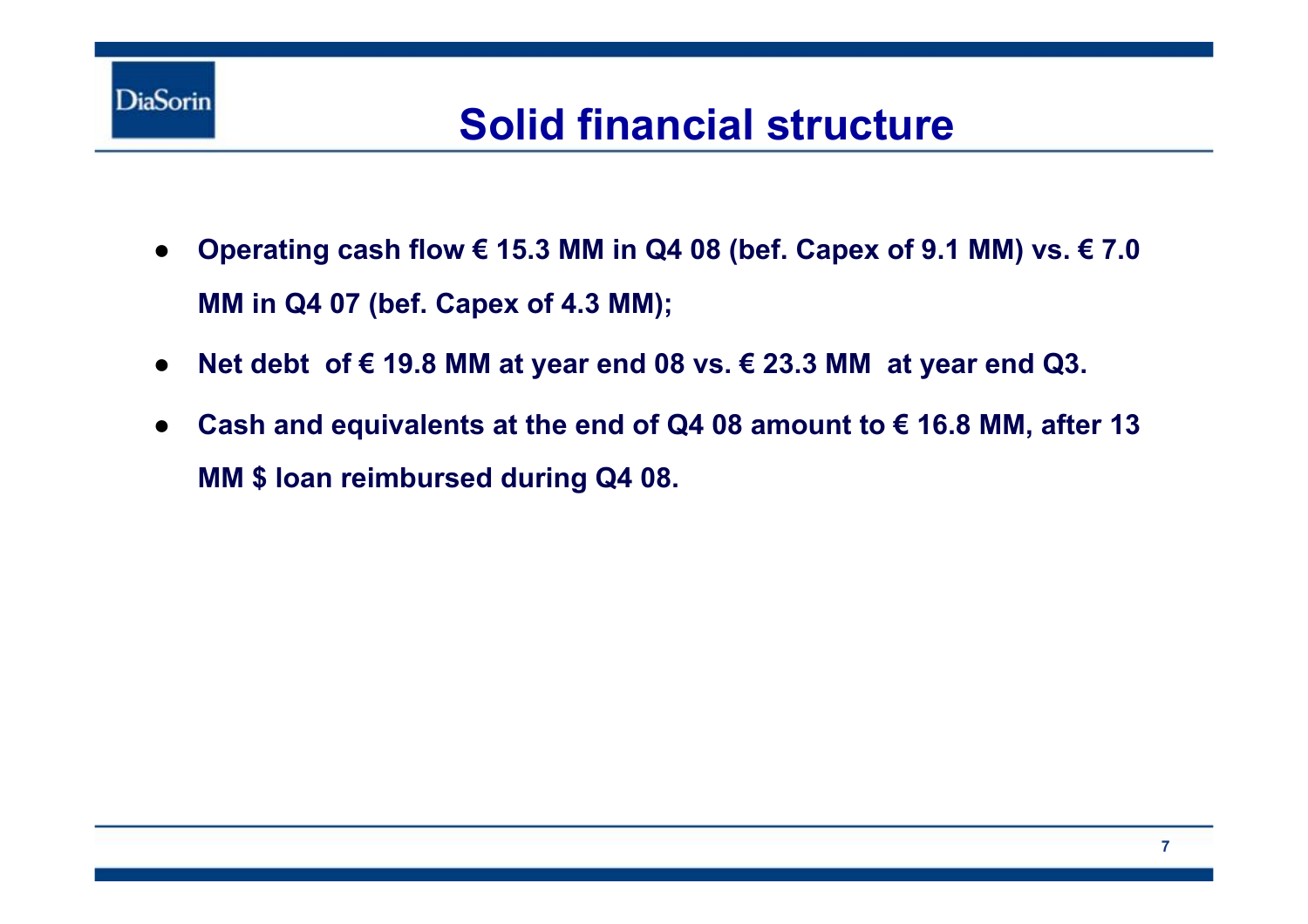# Solid financial structure

- **Operating cash flow € 15.3 MM in Q4 08 (bef. Capex of 9.1 MM) vs. € 7.0 MM in Q4 07 (bef. Capex of 4.3 MM);**
- **Net debt of € 19.8 MM at year end 08 vs. € 23.3 MM at year end Q3.**
- **Cash and equivalents at the end of Q4 08 amount to € 16.8 MM, after 13 MM $ loan reimbursed during Q4 08.**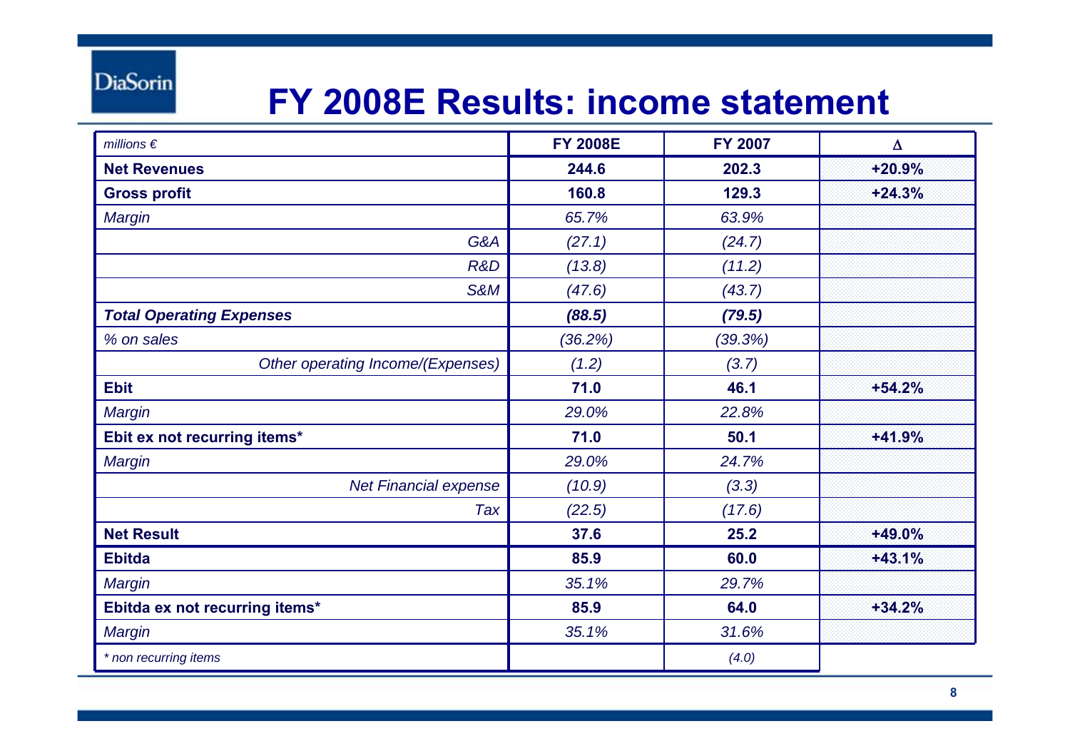# FY 2008E Results: income statement

| *millions €* | FY 2008E | FY 2007 | Δ |
|---|---|---|---|
| **Net Revenues** | **244.6** | **202.3** | **+20.9%** |
| **Gross profit** | **160.8** | **129.3** | **+24.3%** |
| *Margin* | *65.7%* | *63.9%* | |
| *G&A* | *(27.1)* | *(24.7)* | |
| *R&D* | *(13.8)* | *(11.2)* | |
| *S&M* | *(47.6)* | *(43.7)* | |
| ***Total Operating Expenses*** | ***(88.5)*** | ***(79.5)*** | |
| *% on sales* | *(36.2%)* | *(39.3%)* | |
| *Other operating Income/(Expenses)* | *(1.2)* | *(3.7)* | |
| **Ebit** | **71.0** | **46.1** | **+54.2%** |
| *Margin* | *29.0%* | *22.8%* | |
| **Ebit ex not recurring items*** | **71.0** | **50.1** | **+41.9%** |
| *Margin* | *29.0%* | *24.7%* | |
| *Net Financial expense* | *(10.9)* | *(3.3)* | |
| *Tax* | *(22.5)* | *(17.6)* | |
| **Net Result** | **37.6** | **25.2** | **+49.0%** |
| **Ebitda** | **85.9** | **60.0** | **+43.1%** |
| *Margin* | *35.1%* | *29.7%* | |
| **Ebitda ex not recurring items*** | **85.9** | **64.0** | **+34.2%** |
| *Margin* | *35.1%* | *31.6%* | |
| ** non recurring items* | | *(4.0)* | |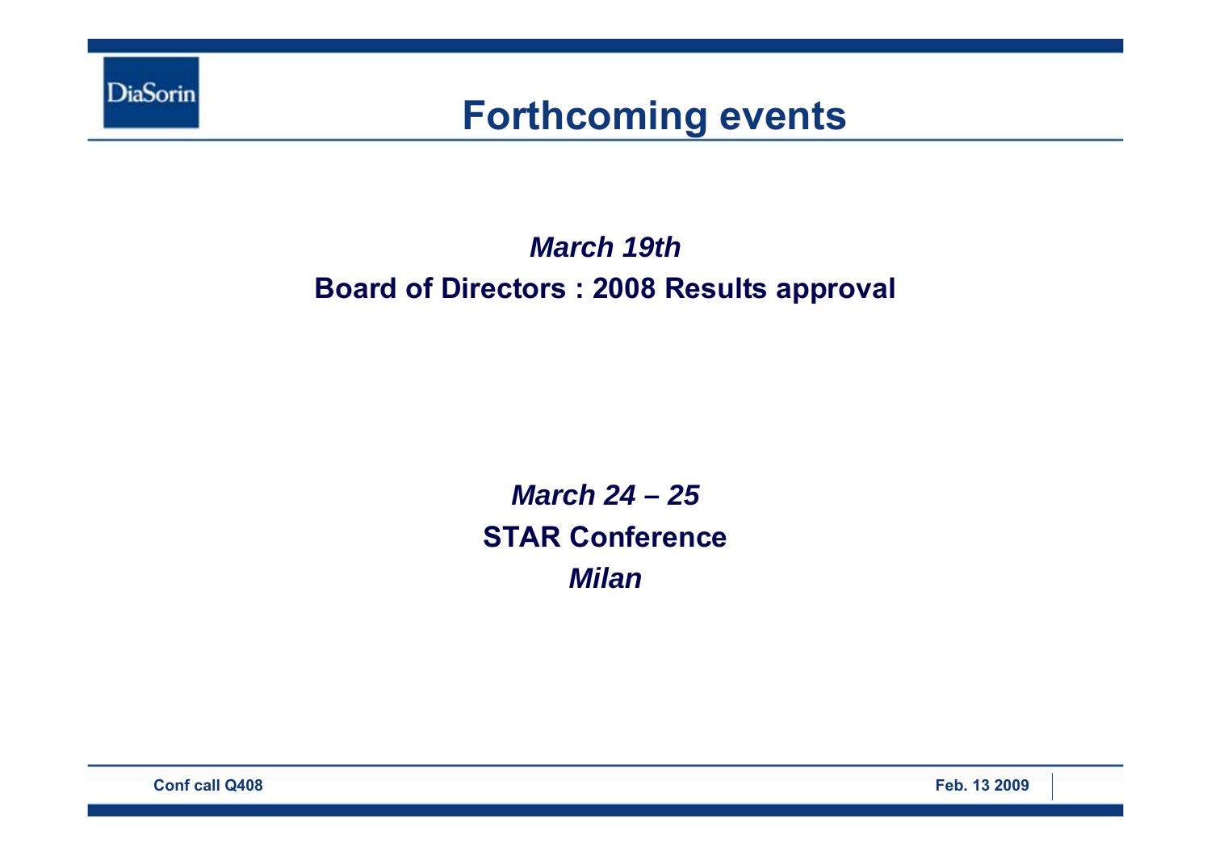# Forthcoming events

***March 19th***

**Board of Directors : 2008 Results approval**

***March 24 – 25***

**STAR Conference**

***Milan***